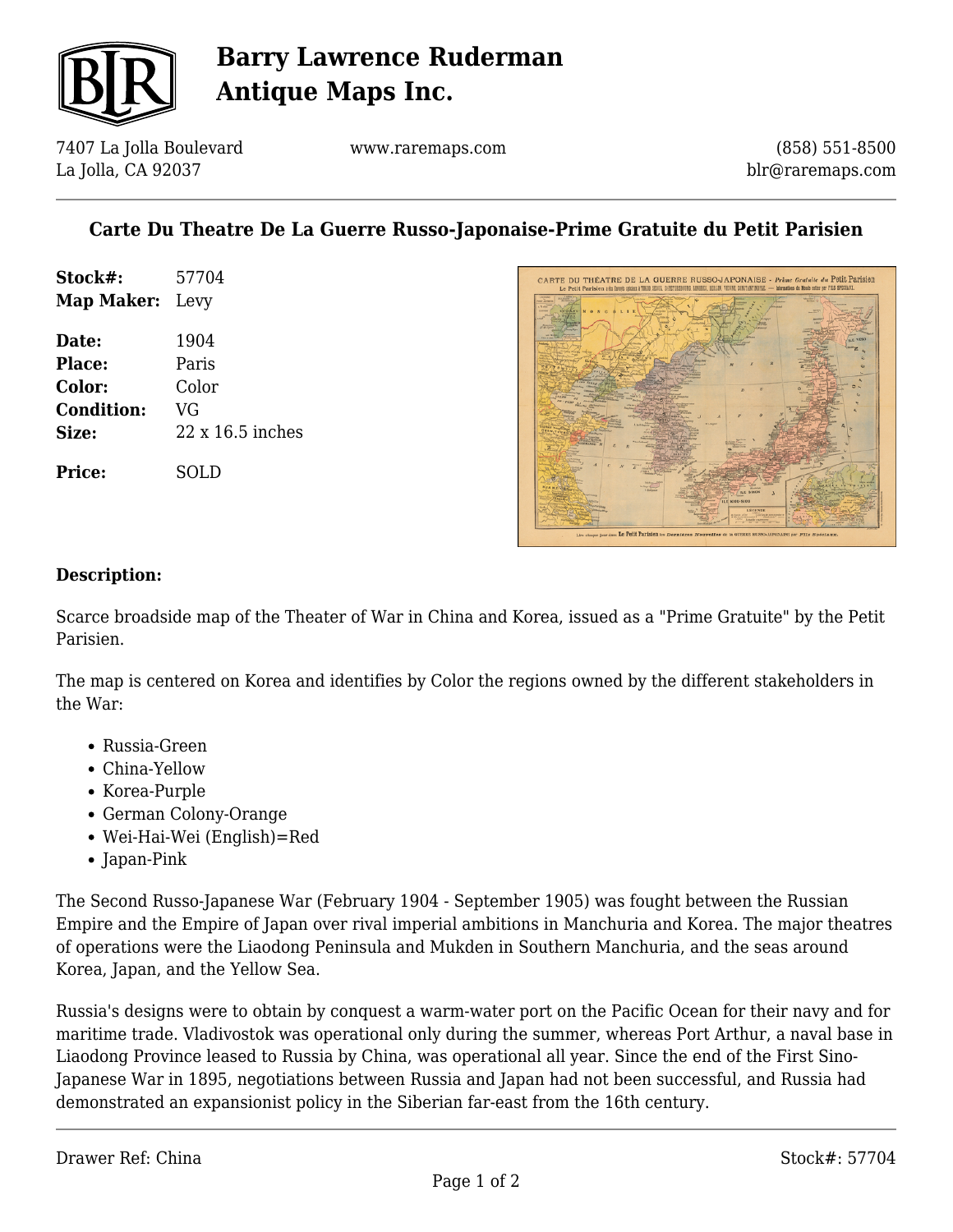# Barry Lawrence Ruderman Antique Maps Inc.

7407 La Jolla Boulevard
La Jolla, CA 92037

www.raremaps.com

(858) 551-8500
blr@raremaps.com

## Carte Du Theatre De La Guerre Russo-Japonaise-Prime Gratuite du Petit Parisien

**Stock#:** 57704
**Map Maker:** Levy

**Date:** 1904
**Place:** Paris
**Color:** Color
**Condition:** VG
**Size:** 22 x 16.5 inches

**Price:** SOLD

### Description:

Scarce broadside map of the Theater of War in China and Korea, issued as a "Prime Gratuite" by the Petit Parisien.

The map is centered on Korea and identifies by Color the regions owned by the different stakeholders in the War:

- Russia-Green
- China-Yellow
- Korea-Purple
- German Colony-Orange
- Wei-Hai-Wei (English)=Red
- Japan-Pink

The Second Russo-Japanese War (February 1904 - September 1905) was fought between the Russian Empire and the Empire of Japan over rival imperial ambitions in Manchuria and Korea. The major theatres of operations were the Liaodong Peninsula and Mukden in Southern Manchuria, and the seas around Korea, Japan, and the Yellow Sea.

Russia's designs were to obtain by conquest a warm-water port on the Pacific Ocean for their navy and for maritime trade. Vladivostok was operational only during the summer, whereas Port Arthur, a naval base in Liaodong Province leased to Russia by China, was operational all year. Since the end of the First Sino-Japanese War in 1895, negotiations between Russia and Japan had not been successful, and Russia had demonstrated an expansionist policy in the Siberian far-east from the 16th century.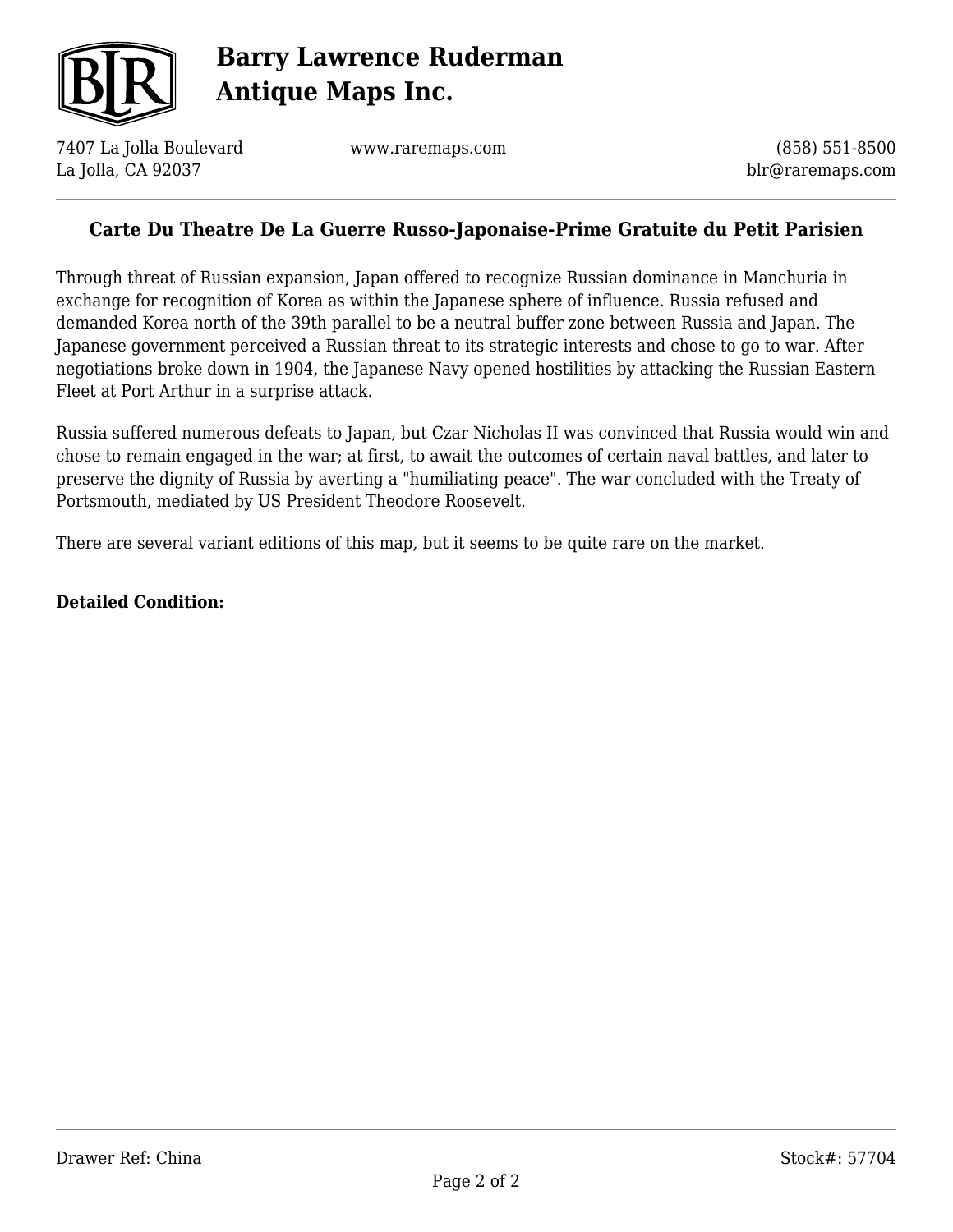**Carte Du Theatre De La Guerre Russo-Japonaise-Prime Gratuite du Petit Parisien**

Through threat of Russian expansion, Japan offered to recognize Russian dominance in Manchuria in exchange for recognition of Korea as within the Japanese sphere of influence. Russia refused and demanded Korea north of the 39th parallel to be a neutral buffer zone between Russia and Japan. The Japanese government perceived a Russian threat to its strategic interests and chose to go to war. After negotiations broke down in 1904, the Japanese Navy opened hostilities by attacking the Russian Eastern Fleet at Port Arthur in a surprise attack.

Russia suffered numerous defeats to Japan, but Czar Nicholas II was convinced that Russia would win and chose to remain engaged in the war; at first, to await the outcomes of certain naval battles, and later to preserve the dignity of Russia by averting a "humiliating peace". The war concluded with the Treaty of Portsmouth, mediated by US President Theodore Roosevelt.

There are several variant editions of this map, but it seems to be quite rare on the market.

**Detailed Condition:**

Drawer Ref: China

Stock#: 57704